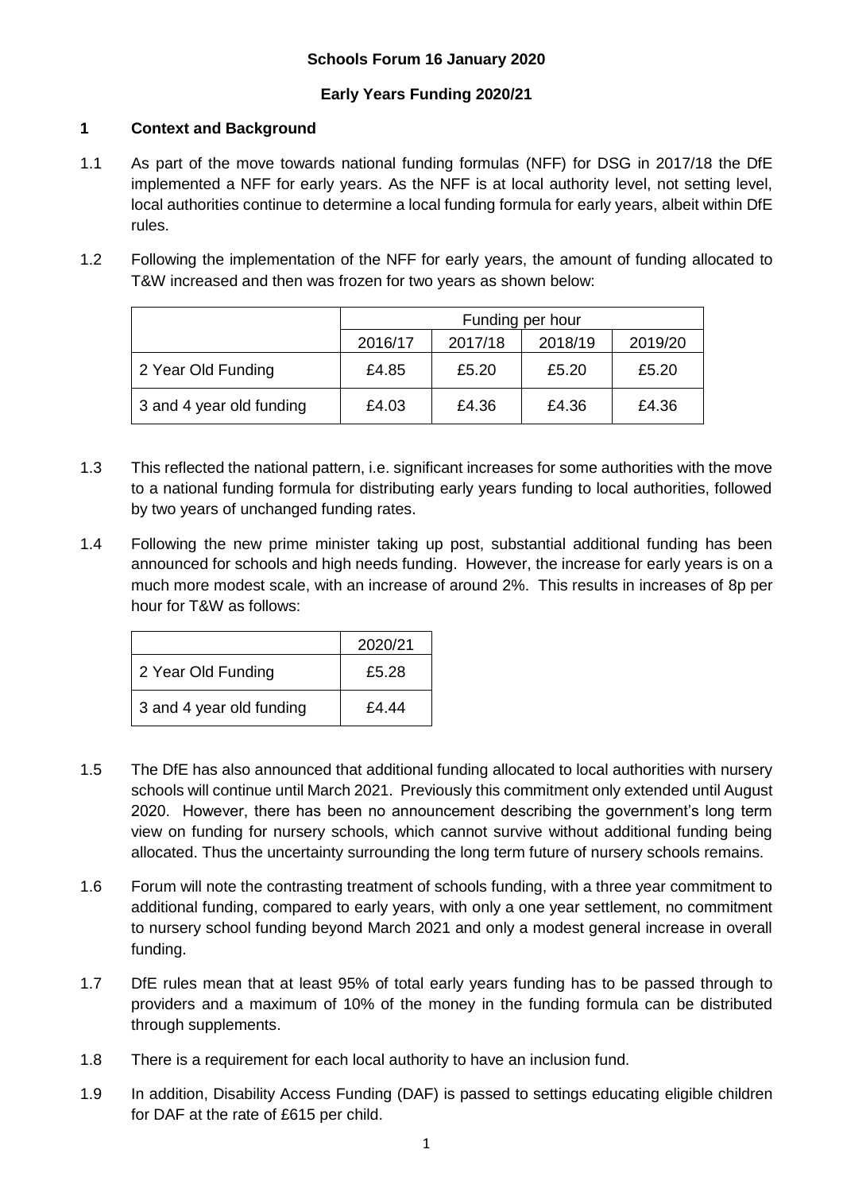**Schools Forum 16 January 2020**

**Early Years Funding 2020/21**

## 1 Context and Background

1.1 As part of the move towards national funding formulas (NFF) for DSG in 2017/18 the DfE implemented a NFF for early years. As the NFF is at local authority level, not setting level, local authorities continue to determine a local funding formula for early years, albeit within DfE rules.

1.2 Following the implementation of the NFF for early years, the amount of funding allocated to T&W increased and then was frozen for two years as shown below:

| | Funding per hour | | | |
|---|---|---|---|---|
| | 2016/17 | 2017/18 | 2018/19 | 2019/20 |
| 2 Year Old Funding | £4.85 | £5.20 | £5.20 | £5.20 |
| 3 and 4 year old funding | £4.03 | £4.36 | £4.36 | £4.36 |

1.3 This reflected the national pattern, i.e. significant increases for some authorities with the move to a national funding formula for distributing early years funding to local authorities, followed by two years of unchanged funding rates.

1.4 Following the new prime minister taking up post, substantial additional funding has been announced for schools and high needs funding. However, the increase for early years is on a much more modest scale, with an increase of around 2%. This results in increases of 8p per hour for T&W as follows:

| | 2020/21 |
|---|---|
| 2 Year Old Funding | £5.28 |
| 3 and 4 year old funding | £4.44 |

1.5 The DfE has also announced that additional funding allocated to local authorities with nursery schools will continue until March 2021. Previously this commitment only extended until August 2020. However, there has been no announcement describing the government's long term view on funding for nursery schools, which cannot survive without additional funding being allocated. Thus the uncertainty surrounding the long term future of nursery schools remains.

1.6 Forum will note the contrasting treatment of schools funding, with a three year commitment to additional funding, compared to early years, with only a one year settlement, no commitment to nursery school funding beyond March 2021 and only a modest general increase in overall funding.

1.7 DfE rules mean that at least 95% of total early years funding has to be passed through to providers and a maximum of 10% of the money in the funding formula can be distributed through supplements.

1.8 There is a requirement for each local authority to have an inclusion fund.

1.9 In addition, Disability Access Funding (DAF) is passed to settings educating eligible children for DAF at the rate of £615 per child.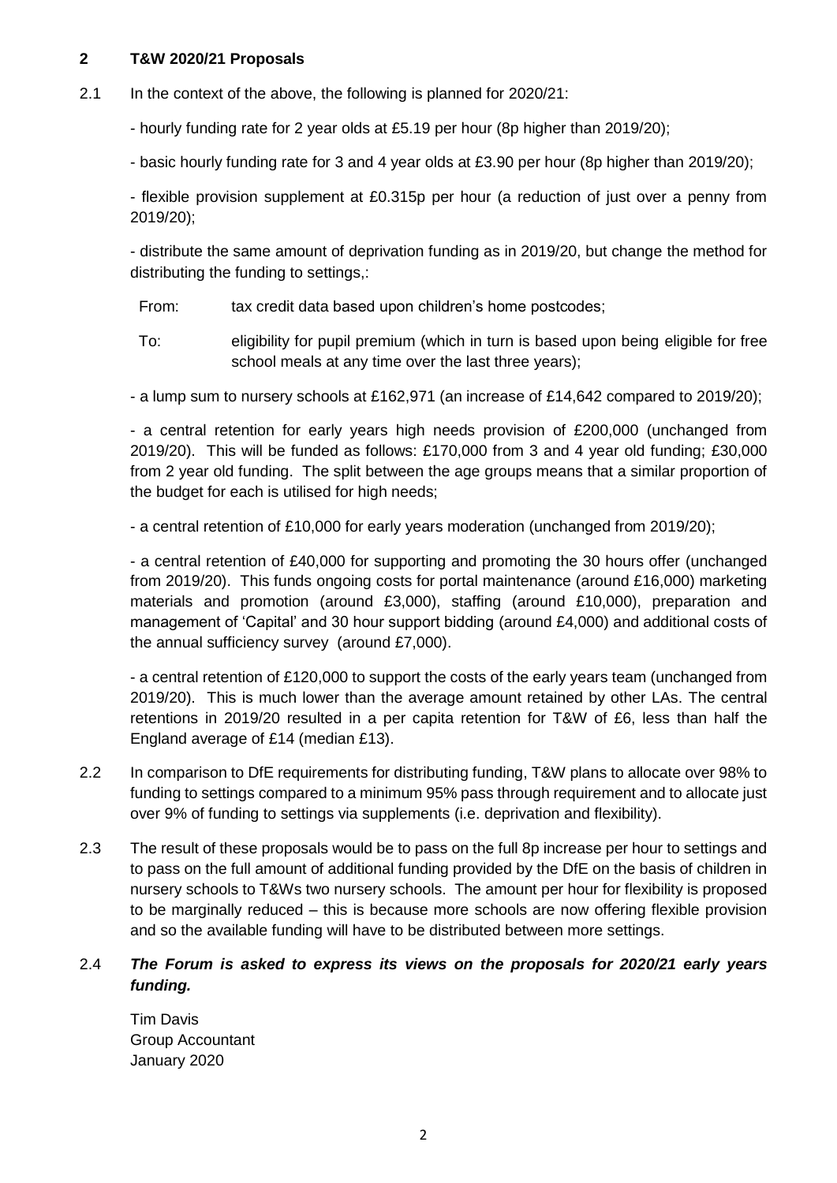## 2 T&W 2020/21 Proposals

2.1 In the context of the above, the following is planned for 2020/21:

- hourly funding rate for 2 year olds at £5.19 per hour (8p higher than 2019/20);

- basic hourly funding rate for 3 and 4 year olds at £3.90 per hour (8p higher than 2019/20);

- flexible provision supplement at £0.315p per hour (a reduction of just over a penny from 2019/20);

- distribute the same amount of deprivation funding as in 2019/20, but change the method for distributing the funding to settings,:

  From: tax credit data based upon children's home postcodes;

  To: eligibility for pupil premium (which in turn is based upon being eligible for free school meals at any time over the last three years);

- a lump sum to nursery schools at £162,971 (an increase of £14,642 compared to 2019/20);

- a central retention for early years high needs provision of £200,000 (unchanged from 2019/20). This will be funded as follows: £170,000 from 3 and 4 year old funding; £30,000 from 2 year old funding. The split between the age groups means that a similar proportion of the budget for each is utilised for high needs;

- a central retention of £10,000 for early years moderation (unchanged from 2019/20);

- a central retention of £40,000 for supporting and promoting the 30 hours offer (unchanged from 2019/20). This funds ongoing costs for portal maintenance (around £16,000) marketing materials and promotion (around £3,000), staffing (around £10,000), preparation and management of 'Capital' and 30 hour support bidding (around £4,000) and additional costs of the annual sufficiency survey (around £7,000).

- a central retention of £120,000 to support the costs of the early years team (unchanged from 2019/20). This is much lower than the average amount retained by other LAs. The central retentions in 2019/20 resulted in a per capita retention for T&W of £6, less than half the England average of £14 (median £13).

2.2 In comparison to DfE requirements for distributing funding, T&W plans to allocate over 98% to funding to settings compared to a minimum 95% pass through requirement and to allocate just over 9% of funding to settings via supplements (i.e. deprivation and flexibility).

2.3 The result of these proposals would be to pass on the full 8p increase per hour to settings and to pass on the full amount of additional funding provided by the DfE on the basis of children in nursery schools to T&Ws two nursery schools. The amount per hour for flexibility is proposed to be marginally reduced – this is because more schools are now offering flexible provision and so the available funding will have to be distributed between more settings.

2.4 ***The Forum is asked to express its views on the proposals for 2020/21 early years funding.***

Tim Davis
Group Accountant
January 2020